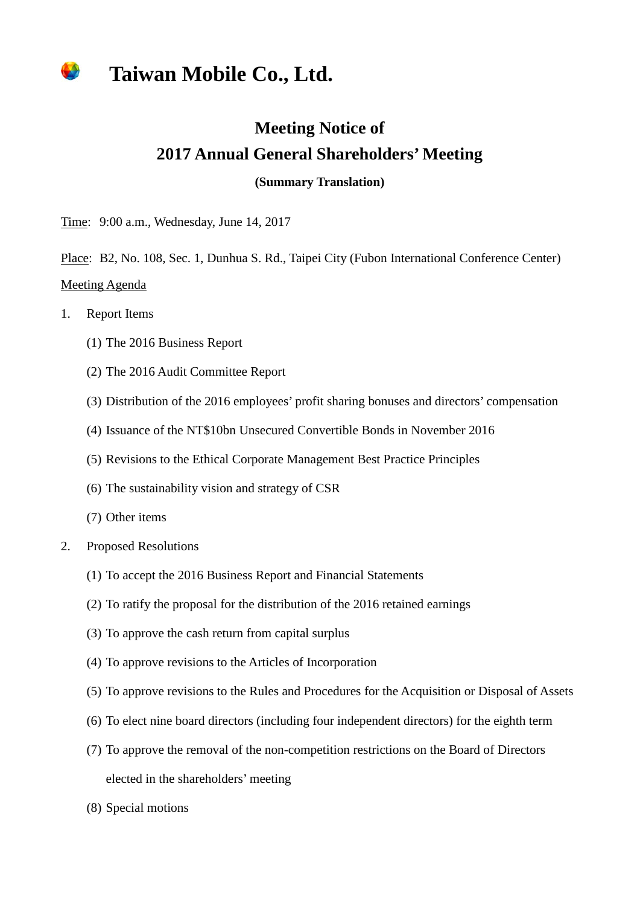# Taiwan Mobile Co., Ltd.

## Meeting Notice of
## 2017 Annual General Shareholders' Meeting

**(Summary Translation)**

Time: 9:00 a.m., Wednesday, June 14, 2017

Place: B2, No. 108, Sec. 1, Dunhua S. Rd., Taipei City (Fubon International Conference Center)

Meeting Agenda

1. Report Items
   (1) The 2016 Business Report
   (2) The 2016 Audit Committee Report
   (3) Distribution of the 2016 employees' profit sharing bonuses and directors' compensation
   (4) Issuance of the NT$10bn Unsecured Convertible Bonds in November 2016
   (5) Revisions to the Ethical Corporate Management Best Practice Principles
   (6) The sustainability vision and strategy of CSR
   (7) Other items
2. Proposed Resolutions
   (1) To accept the 2016 Business Report and Financial Statements
   (2) To ratify the proposal for the distribution of the 2016 retained earnings
   (3) To approve the cash return from capital surplus
   (4) To approve revisions to the Articles of Incorporation
   (5) To approve revisions to the Rules and Procedures for the Acquisition or Disposal of Assets
   (6) To elect nine board directors (including four independent directors) for the eighth term
   (7) To approve the removal of the non-competition restrictions on the Board of Directors elected in the shareholders' meeting
   (8) Special motions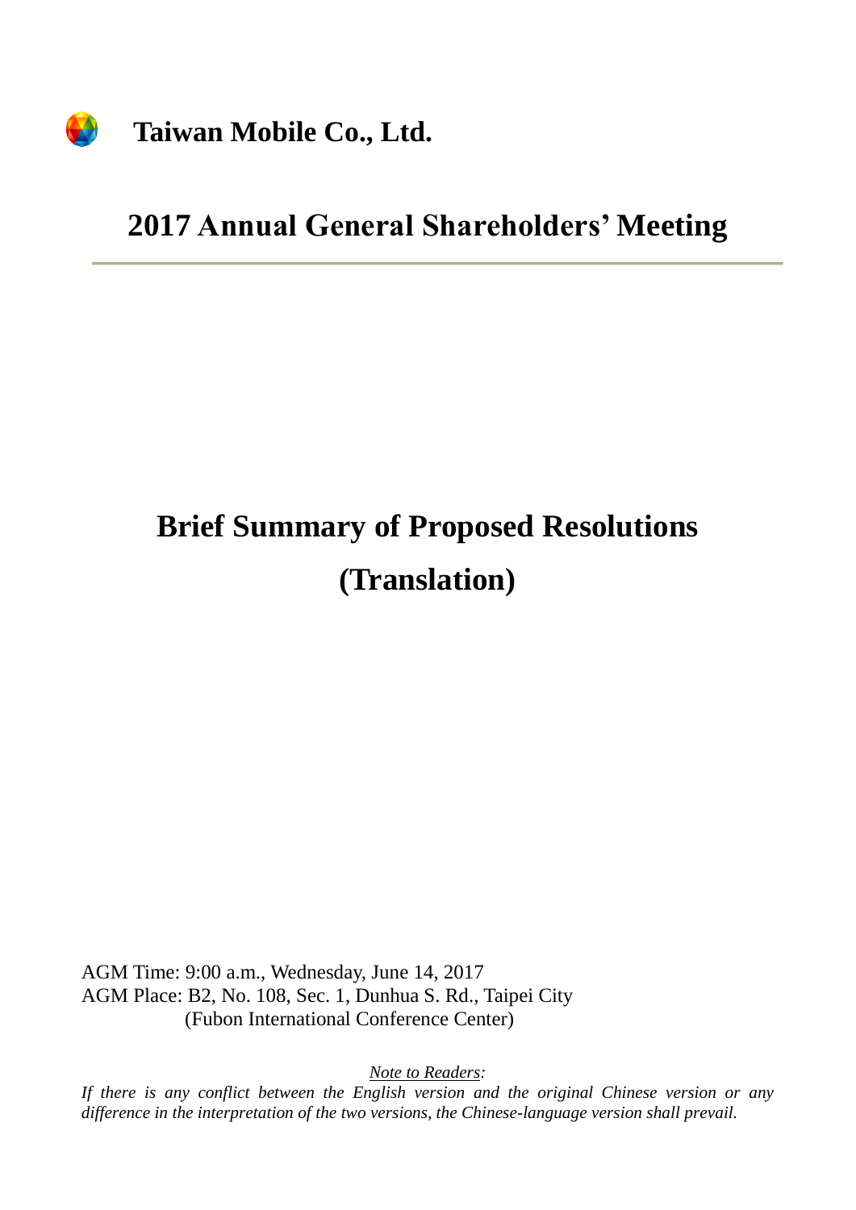**Taiwan Mobile Co., Ltd.**

# 2017 Annual General Shareholders' Meeting

# Brief Summary of Proposed Resolutions

# (Translation)

AGM Time: 9:00 a.m., Wednesday, June 14, 2017

AGM Place: B2, No. 108, Sec. 1, Dunhua S. Rd., Taipei City
(Fubon International Conference Center)

Note to Readers:

*If there is any conflict between the English version and the original Chinese version or any difference in the interpretation of the two versions, the Chinese-language version shall prevail.*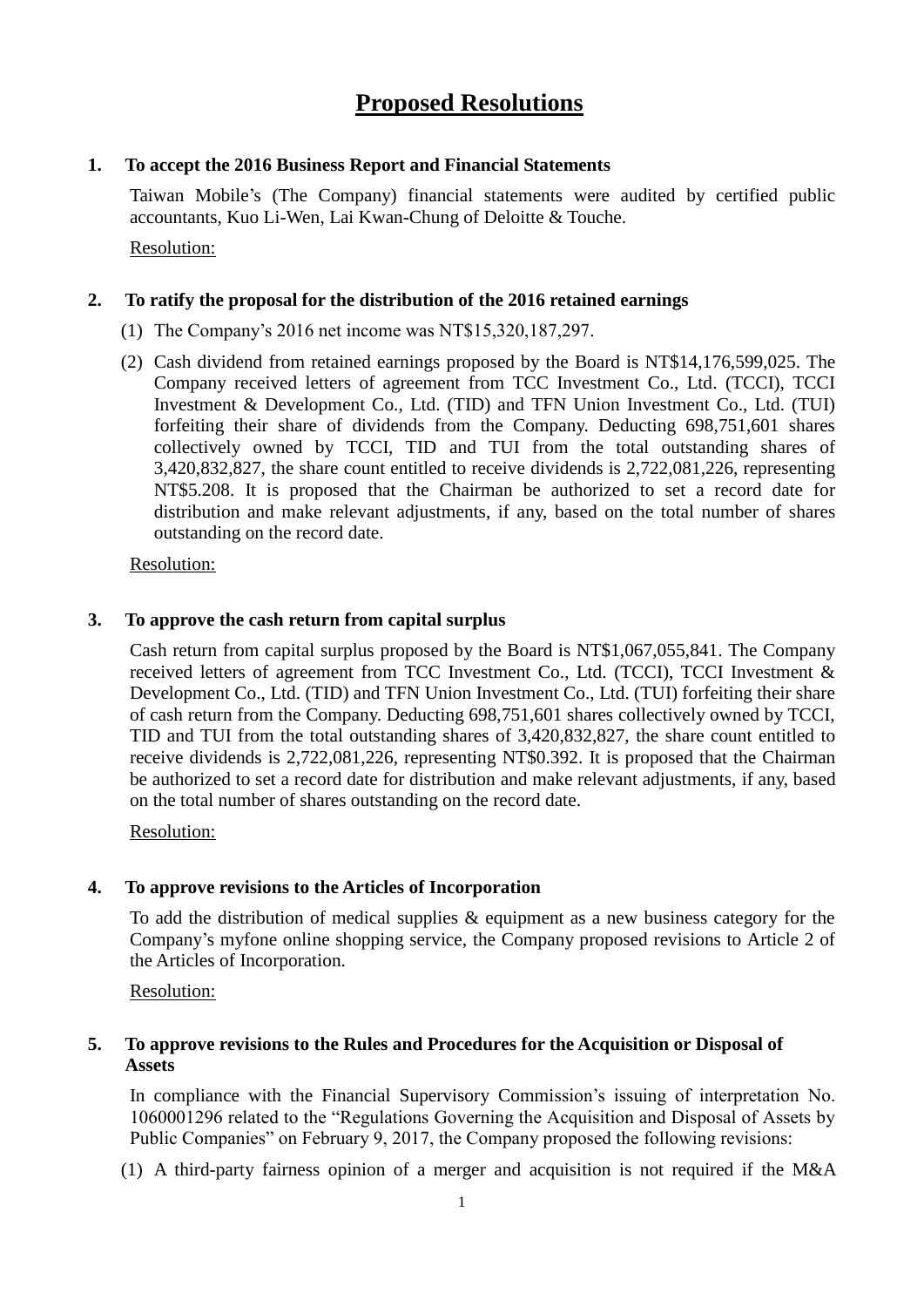# Proposed Resolutions

**1. To accept the 2016 Business Report and Financial Statements**

Taiwan Mobile's (The Company) financial statements were audited by certified public accountants, Kuo Li-Wen, Lai Kwan-Chung of Deloitte & Touche.

Resolution:

**2. To ratify the proposal for the distribution of the 2016 retained earnings**

(1) The Company's 2016 net income was NT$15,320,187,297.

(2) Cash dividend from retained earnings proposed by the Board is NT$14,176,599,025. The Company received letters of agreement from TCC Investment Co., Ltd. (TCCI), TCCI Investment & Development Co., Ltd. (TID) and TFN Union Investment Co., Ltd. (TUI) forfeiting their share of dividends from the Company. Deducting 698,751,601 shares collectively owned by TCCI, TID and TUI from the total outstanding shares of 3,420,832,827, the share count entitled to receive dividends is 2,722,081,226, representing NT$5.208. It is proposed that the Chairman be authorized to set a record date for distribution and make relevant adjustments, if any, based on the total number of shares outstanding on the record date.

Resolution:

**3. To approve the cash return from capital surplus**

Cash return from capital surplus proposed by the Board is NT$1,067,055,841. The Company received letters of agreement from TCC Investment Co., Ltd. (TCCI), TCCI Investment & Development Co., Ltd. (TID) and TFN Union Investment Co., Ltd. (TUI) forfeiting their share of cash return from the Company. Deducting 698,751,601 shares collectively owned by TCCI, TID and TUI from the total outstanding shares of 3,420,832,827, the share count entitled to receive dividends is 2,722,081,226, representing NT$0.392. It is proposed that the Chairman be authorized to set a record date for distribution and make relevant adjustments, if any, based on the total number of shares outstanding on the record date.

Resolution:

**4. To approve revisions to the Articles of Incorporation**

To add the distribution of medical supplies & equipment as a new business category for the Company's myfone online shopping service, the Company proposed revisions to Article 2 of the Articles of Incorporation.

Resolution:

**5. To approve revisions to the Rules and Procedures for the Acquisition or Disposal of Assets**

In compliance with the Financial Supervisory Commission's issuing of interpretation No. 1060001296 related to the "Regulations Governing the Acquisition and Disposal of Assets by Public Companies" on February 9, 2017, the Company proposed the following revisions:

(1) A third-party fairness opinion of a merger and acquisition is not required if the M&A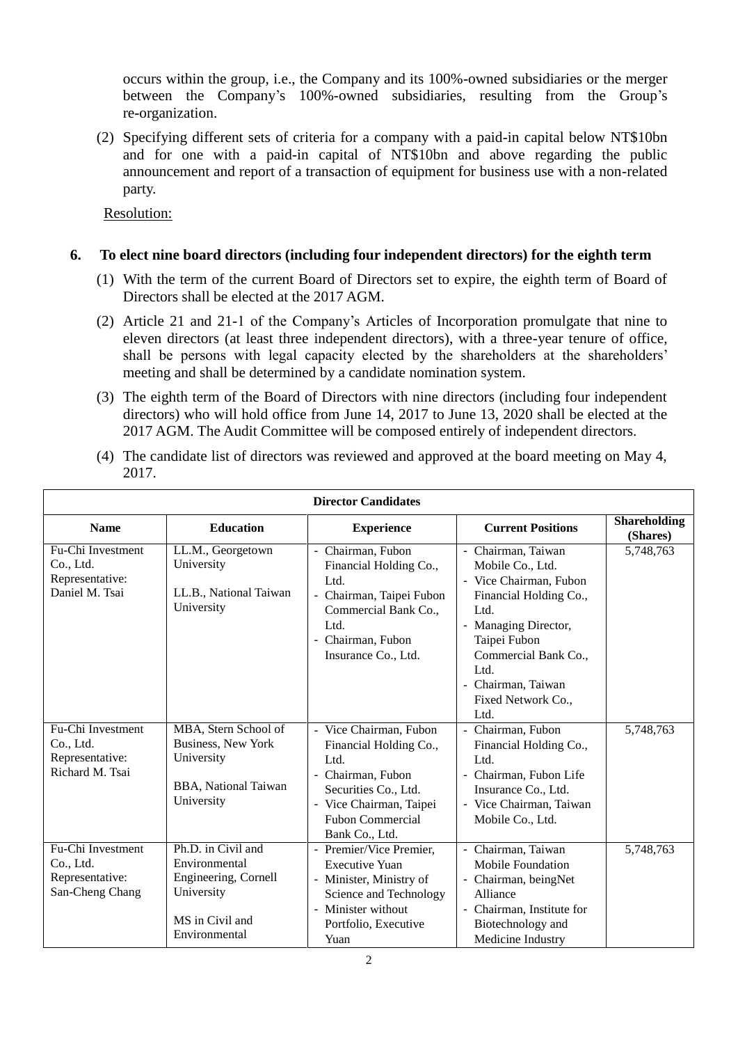occurs within the group, i.e., the Company and its 100%-owned subsidiaries or the merger between the Company's 100%-owned subsidiaries, resulting from the Group's re-organization.

(2) Specifying different sets of criteria for a company with a paid-in capital below NT$10bn and for one with a paid-in capital of NT$10bn and above regarding the public announcement and report of a transaction of equipment for business use with a non-related party.

Resolution:

**6. To elect nine board directors (including four independent directors) for the eighth term**

(1) With the term of the current Board of Directors set to expire, the eighth term of Board of Directors shall be elected at the 2017 AGM.

(2) Article 21 and 21-1 of the Company's Articles of Incorporation promulgate that nine to eleven directors (at least three independent directors), with a three-year tenure of office, shall be persons with legal capacity elected by the shareholders at the shareholders' meeting and shall be determined by a candidate nomination system.

(3) The eighth term of the Board of Directors with nine directors (including four independent directors) who will hold office from June 14, 2017 to June 13, 2020 shall be elected at the 2017 AGM. The Audit Committee will be composed entirely of independent directors.

(4) The candidate list of directors was reviewed and approved at the board meeting on May 4, 2017.

| **Director Candidates** | | | | |
|---|---|---|---|---|
| **Name** | **Education** | **Experience** | **Current Positions** | **Shareholding (Shares)** |
| Fu-Chi Investment Co., Ltd. Representative: Daniel M. Tsai | LL.M., Georgetown University<br><br>LL.B., National Taiwan University | - Chairman, Fubon Financial Holding Co., Ltd.<br>- Chairman, Taipei Fubon Commercial Bank Co., Ltd.<br>- Chairman, Fubon Insurance Co., Ltd. | - Chairman, Taiwan Mobile Co., Ltd.<br>- Vice Chairman, Fubon Financial Holding Co., Ltd.<br>- Managing Director, Taipei Fubon Commercial Bank Co., Ltd.<br>- Chairman, Taiwan Fixed Network Co., Ltd. | 5,748,763 |
| Fu-Chi Investment Co., Ltd. Representative: Richard M. Tsai | MBA, Stern School of Business, New York University<br><br>BBA, National Taiwan University | - Vice Chairman, Fubon Financial Holding Co., Ltd.<br>- Chairman, Fubon Securities Co., Ltd.<br>- Vice Chairman, Taipei Fubon Commercial Bank Co., Ltd. | - Chairman, Fubon Financial Holding Co., Ltd.<br>- Chairman, Fubon Life Insurance Co., Ltd.<br>- Vice Chairman, Taiwan Mobile Co., Ltd. | 5,748,763 |
| Fu-Chi Investment Co., Ltd. Representative: San-Cheng Chang | Ph.D. in Civil and Environmental Engineering, Cornell University<br><br>MS in Civil and Environmental | - Premier/Vice Premier, Executive Yuan<br>- Minister, Ministry of Science and Technology<br>- Minister without Portfolio, Executive Yuan | - Chairman, Taiwan Mobile Foundation<br>- Chairman, beingNet Alliance<br>- Chairman, Institute for Biotechnology and Medicine Industry | 5,748,763 |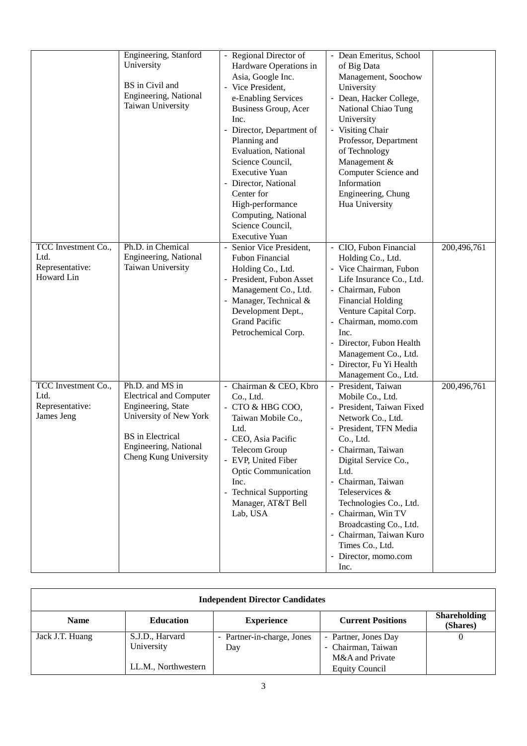| | Engineering, Stanford University<br><br>BS in Civil and Engineering, National Taiwan University | - Regional Director of Hardware Operations in Asia, Google Inc.<br>- Vice President, e-Enabling Services Business Group, Acer Inc.<br>- Director, Department of Planning and Evaluation, National Science Council, Executive Yuan<br>- Director, National Center for High-performance Computing, National Science Council, Executive Yuan | - Dean Emeritus, School of Big Data Management, Soochow University<br>- Dean, Hacker College, National Chiao Tung University<br>- Visiting Chair Professor, Department of Technology Management & Computer Science and Information Engineering, Chung Hua University | |
|---|---|---|---|---|
| TCC Investment Co., Ltd. Representative: Howard Lin | Ph.D. in Chemical Engineering, National Taiwan University | - Senior Vice President, Fubon Financial Holding Co., Ltd.<br>- President, Fubon Asset Management Co., Ltd.<br>- Manager, Technical & Development Dept., Grand Pacific Petrochemical Corp. | - CIO, Fubon Financial Holding Co., Ltd.<br>- Vice Chairman, Fubon Life Insurance Co., Ltd.<br>- Chairman, Fubon Financial Holding Venture Capital Corp.<br>- Chairman, momo.com Inc.<br>- Director, Fubon Health Management Co., Ltd.<br>- Director, Fu Yi Health Management Co., Ltd. | 200,496,761 |
| TCC Investment Co., Ltd. Representative: James Jeng | Ph.D. and MS in Electrical and Computer Engineering, State University of New York<br><br>BS in Electrical Engineering, National Cheng Kung University | - Chairman & CEO, Kbro Co., Ltd.<br>- CTO & HBG COO, Taiwan Mobile Co., Ltd.<br>- CEO, Asia Pacific Telecom Group<br>- EVP, United Fiber Optic Communication Inc.<br>- Technical Supporting Manager, AT&T Bell Lab, USA | - President, Taiwan Mobile Co., Ltd.<br>- President, Taiwan Fixed Network Co., Ltd.<br>- President, TFN Media Co., Ltd.<br>- Chairman, Taiwan Digital Service Co., Ltd.<br>- Chairman, Taiwan Teleservices & Technologies Co., Ltd.<br>- Chairman, Win TV Broadcasting Co., Ltd.<br>- Chairman, Taiwan Kuro Times Co., Ltd.<br>- Director, momo.com Inc. | 200,496,761 |

| Independent Director Candidates | | | | |
|---|---|---|---|---|
| **Name** | **Education** | **Experience** | **Current Positions** | **Shareholding (Shares)** |
| Jack J.T. Huang | S.J.D., Harvard University<br><br>LL.M., Northwestern | - Partner-in-charge, Jones Day | - Partner, Jones Day<br>- Chairman, Taiwan M&A and Private Equity Council | 0 |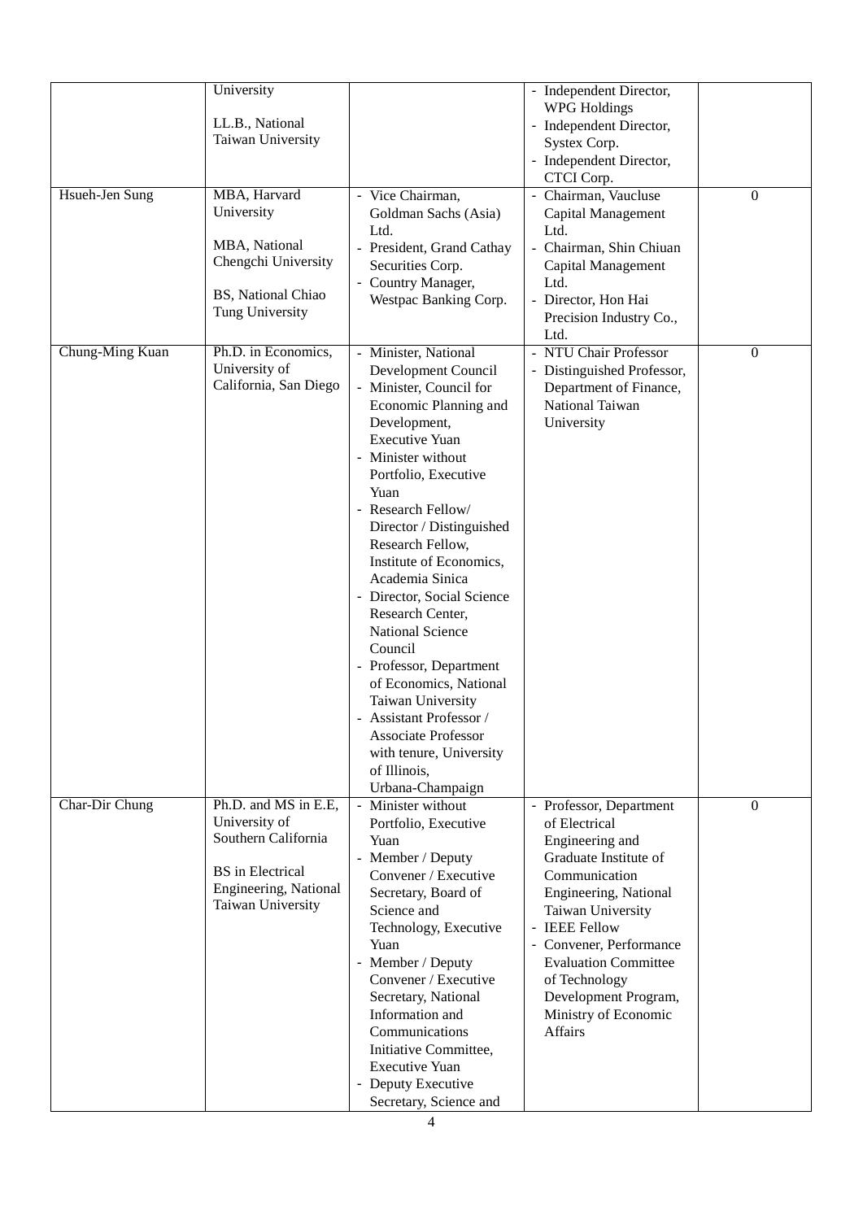| | | | | |
|---|---|---|---|---|
| | University<br><br>LL.B., National Taiwan University | | - Independent Director, WPG Holdings<br>- Independent Director, Systex Corp.<br>- Independent Director, CTCI Corp. | |
| Hsueh-Jen Sung | MBA, Harvard University<br><br>MBA, National Chengchi University<br><br>BS, National Chiao Tung University | - Vice Chairman, Goldman Sachs (Asia) Ltd.<br>- President, Grand Cathay Securities Corp.<br>- Country Manager, Westpac Banking Corp. | - Chairman, Vaucluse Capital Management Ltd.<br>- Chairman, Shin Chiuan Capital Management Ltd.<br>- Director, Hon Hai Precision Industry Co., Ltd. | 0 |
| Chung-Ming Kuan | Ph.D. in Economics, University of California, San Diego | - Minister, National Development Council<br>- Minister, Council for Economic Planning and Development, Executive Yuan<br>- Minister without Portfolio, Executive Yuan<br>- Research Fellow/ Director / Distinguished Research Fellow, Institute of Economics, Academia Sinica<br>- Director, Social Science Research Center, National Science Council<br>- Professor, Department of Economics, National Taiwan University<br>- Assistant Professor / Associate Professor with tenure, University of Illinois, Urbana-Champaign | - NTU Chair Professor<br>- Distinguished Professor, Department of Finance, National Taiwan University | 0 |
| Char-Dir Chung | Ph.D. and MS in E.E, University of Southern California<br><br>BS in Electrical Engineering, National Taiwan University | - Minister without Portfolio, Executive Yuan<br>- Member / Deputy Convener / Executive Secretary, Board of Science and Technology, Executive Yuan<br>- Member / Deputy Convener / Executive Secretary, National Information and Communications Initiative Committee, Executive Yuan<br>- Deputy Executive Secretary, Science and | - Professor, Department of Electrical Engineering and Graduate Institute of Communication Engineering, National Taiwan University<br>- IEEE Fellow<br>- Convener, Performance Evaluation Committee of Technology Development Program, Ministry of Economic Affairs | 0 |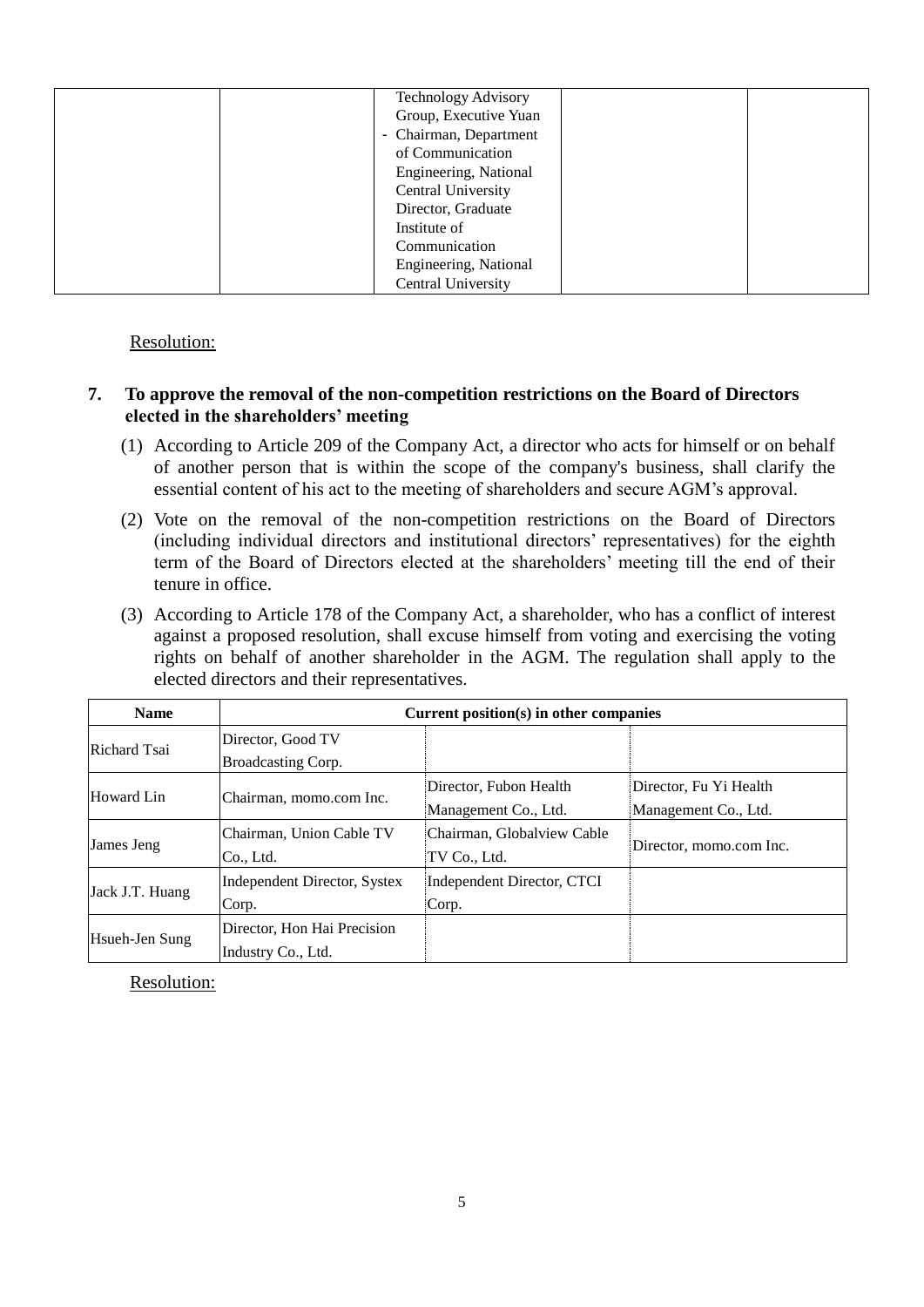| | | | | |
|---|---|---|---|---|
| | | Technology Advisory Group, Executive Yuan<br>- Chairman, Department of Communication Engineering, National Central University<br>Director, Graduate Institute of Communication Engineering, National Central University | | |

Resolution:

**7. To approve the removal of the non-competition restrictions on the Board of Directors elected in the shareholders' meeting**

(1) According to Article 209 of the Company Act, a director who acts for himself or on behalf of another person that is within the scope of the company's business, shall clarify the essential content of his act to the meeting of shareholders and secure AGM's approval.

(2) Vote on the removal of the non-competition restrictions on the Board of Directors (including individual directors and institutional directors' representatives) for the eighth term of the Board of Directors elected at the shareholders' meeting till the end of their tenure in office.

(3) According to Article 178 of the Company Act, a shareholder, who has a conflict of interest against a proposed resolution, shall excuse himself from voting and exercising the voting rights on behalf of another shareholder in the AGM. The regulation shall apply to the elected directors and their representatives.

| Name | Current position(s) in other companies | | |
|---|---|---|---|
| Richard Tsai | Director, Good TV Broadcasting Corp. | | |
| Howard Lin | Chairman, momo.com Inc. | Director, Fubon Health Management Co., Ltd. | Director, Fu Yi Health Management Co., Ltd. |
| James Jeng | Chairman, Union Cable TV Co., Ltd. | Chairman, Globalview Cable TV Co., Ltd. | Director, momo.com Inc. |
| Jack J.T. Huang | Independent Director, Systex Corp. | Independent Director, CTCI Corp. | |
| Hsueh-Jen Sung | Director, Hon Hai Precision Industry Co., Ltd. | | |

Resolution: